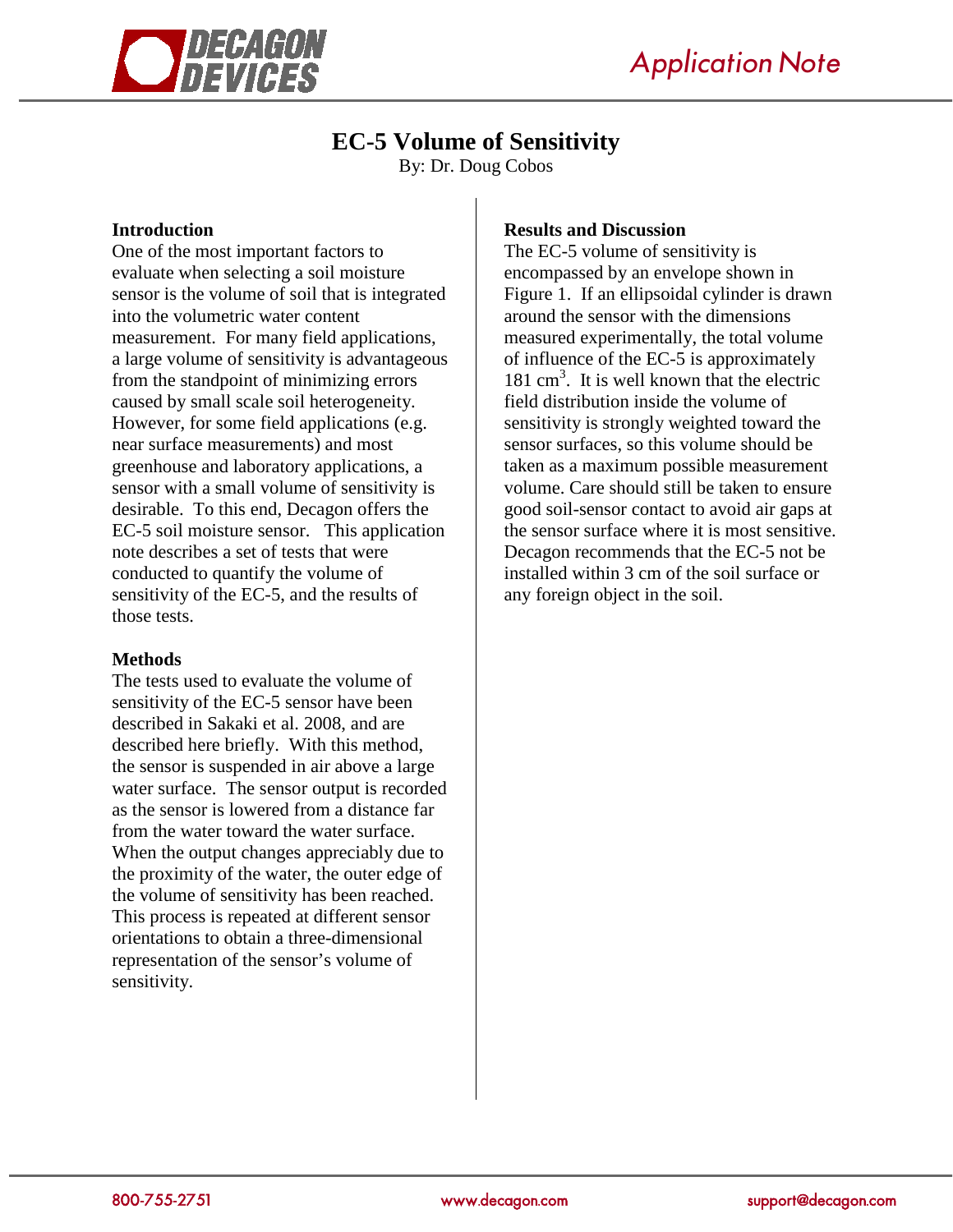# EC-5 Volume of Sensitivity

By: Dr. Doug Cobos

## Introduction

One of the most important factors to evaluate when selecting a soil moisture sensor is the volume of soil that is integrated into the volumetric water content measurement. For many field applications, a large volume of sensitivity is advantageous from the standpoint of minimizing errors caused by small scale soil heterogeneity. However, for some field applications (e.g. near surface measurements) and most greenhouse and laboratory applications, a sensor with a small volume of sensitivity is desirable. To this end, Decagon offers the EC-5 soil moisture sensor. This application note describes a set of tests that were conducted to quantify the volume of sensitivity of the EC-5, and the results of those tests.

## Methods

The tests used to evaluate the volume of sensitivity of the EC-5 sensor have been described in Sakaki et al. 2008, and are described here briefly. With this method, the sensor is suspended in air above a large water surface. The sensor output is recorded as the sensor is lowered from a distance far from the water toward the water surface. When the output changes appreciably due to the proximity of the water, the outer edge of the volume of sensitivity has been reached. This process is repeated at different sensor orientations to obtain a three-dimensional representation of the sensor's volume of sensitivity.

## Results and Discussion

The EC-5 volume of sensitivity is encompassed by an envelope shown in Figure 1. If an ellipsoidal cylinder is drawn around the sensor with the dimensions measured experimentally, the total volume of influence of the EC-5 is approximately 181 $cm^3$. It is well known that the electric field distribution inside the volume of sensitivity is strongly weighted toward the sensor surfaces, so this volume should be taken as a maximum possible measurement volume. Care should still be taken to ensure good soil-sensor contact to avoid air gaps at the sensor surface where it is most sensitive. Decagon recommends that the EC-5 not be installed within 3 cm of the soil surface or any foreign object in the soil.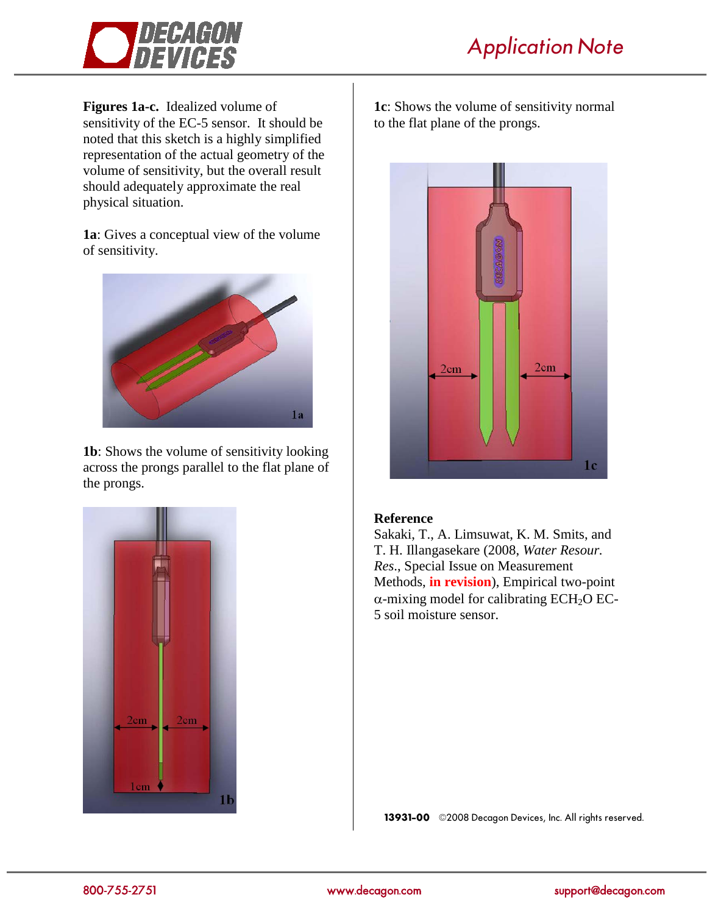**Figures 1a-c.** Idealized volume of sensitivity of the EC-5 sensor. It should be noted that this sketch is a highly simplified representation of the actual geometry of the volume of sensitivity, but the overall result should adequately approximate the real physical situation.

**1a**: Gives a conceptual view of the volume of sensitivity.

1a

**1b**: Shows the volume of sensitivity looking across the prongs parallel to the flat plane of the prongs.

2cm 2cm

1cm

1b

**1c**: Shows the volume of sensitivity normal to the flat plane of the prongs.

2cm 2cm

1c

**Reference**

Sakaki, T., A. Limsuwat, K. M. Smits, and T. H. Illangasekare (2008, *Water Resour. Res*., Special Issue on Measurement Methods, **in revision**), Empirical two-point $\alpha$-mixing model for calibrating $ECH_2O$ EC-5 soil moisture sensor.

**13931-00** ©2008 Decagon Devices, Inc. All rights reserved.